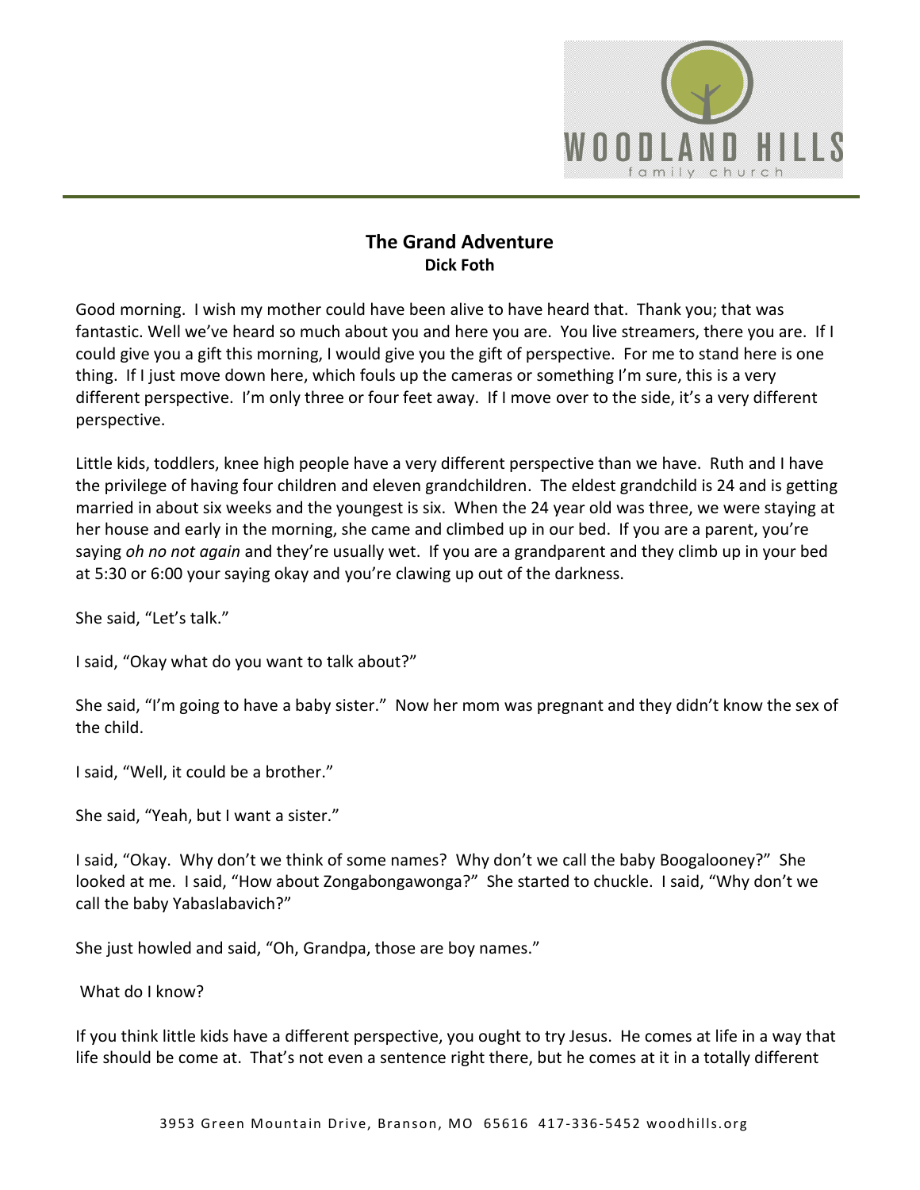# The Grand Adventure

**Dick Foth**

Good morning. I wish my mother could have been alive to have heard that. Thank you; that was fantastic. Well we've heard so much about you and here you are. You live streamers, there you are. If I could give you a gift this morning, I would give you the gift of perspective. For me to stand here is one thing. If I just move down here, which fouls up the cameras or something I'm sure, this is a very different perspective. I'm only three or four feet away. If I move over to the side, it's a very different perspective.

Little kids, toddlers, knee high people have a very different perspective than we have. Ruth and I have the privilege of having four children and eleven grandchildren. The eldest grandchild is 24 and is getting married in about six weeks and the youngest is six. When the 24 year old was three, we were staying at her house and early in the morning, she came and climbed up in our bed. If you are a parent, you're saying *oh no not again* and they're usually wet. If you are a grandparent and they climb up in your bed at 5:30 or 6:00 your saying okay and you're clawing up out of the darkness.

She said, "Let's talk."

I said, "Okay what do you want to talk about?"

She said, "I'm going to have a baby sister." Now her mom was pregnant and they didn't know the sex of the child.

I said, "Well, it could be a brother."

She said, "Yeah, but I want a sister."

I said, "Okay. Why don't we think of some names? Why don't we call the baby Boogalooney?" She looked at me. I said, "How about Zongabongawonga?" She started to chuckle. I said, "Why don't we call the baby Yabaslabavich?"

She just howled and said, "Oh, Grandpa, those are boy names."

What do I know?

If you think little kids have a different perspective, you ought to try Jesus. He comes at life in a way that life should be come at. That's not even a sentence right there, but he comes at it in a totally different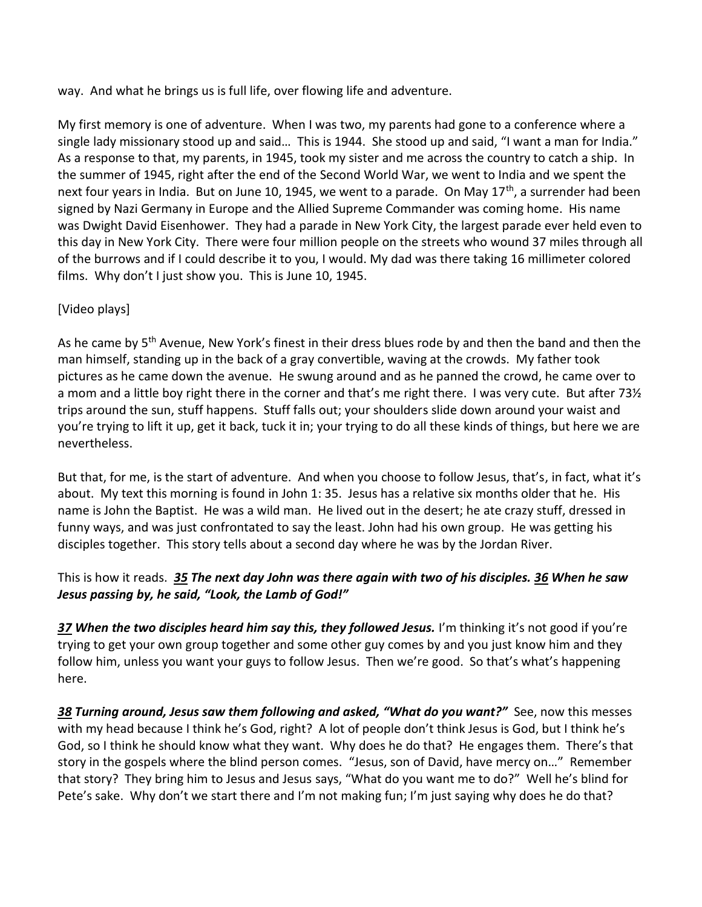way. And what he brings us is full life, over flowing life and adventure.

My first memory is one of adventure. When I was two, my parents had gone to a conference where a single lady missionary stood up and said… This is 1944. She stood up and said, "I want a man for India." As a response to that, my parents, in 1945, took my sister and me across the country to catch a ship. In the summer of 1945, right after the end of the Second World War, we went to India and we spent the next four years in India. But on June 10, 1945, we went to a parade. On May 17th, a surrender had been signed by Nazi Germany in Europe and the Allied Supreme Commander was coming home. His name was Dwight David Eisenhower. They had a parade in New York City, the largest parade ever held even to this day in New York City. There were four million people on the streets who wound 37 miles through all of the burrows and if I could describe it to you, I would. My dad was there taking 16 millimeter colored films. Why don't I just show you. This is June 10, 1945.

[Video plays]

As he came by 5th Avenue, New York's finest in their dress blues rode by and then the band and then the man himself, standing up in the back of a gray convertible, waving at the crowds. My father took pictures as he came down the avenue. He swung around and as he panned the crowd, he came over to a mom and a little boy right there in the corner and that's me right there. I was very cute. But after 73½ trips around the sun, stuff happens. Stuff falls out; your shoulders slide down around your waist and you're trying to lift it up, get it back, tuck it in; your trying to do all these kinds of things, but here we are nevertheless.

But that, for me, is the start of adventure. And when you choose to follow Jesus, that's, in fact, what it's about. My text this morning is found in John 1: 35. Jesus has a relative six months older that he. His name is John the Baptist. He was a wild man. He lived out in the desert; he ate crazy stuff, dressed in funny ways, and was just confrontated to say the least. John had his own group. He was getting his disciples together. This story tells about a second day where he was by the Jordan River.

This is how it reads. ***35** The next day John was there again with two of his disciples. **36** When he saw Jesus passing by, he said, "Look, the Lamb of God!"*

***37** When the two disciples heard him say this, they followed Jesus.* I'm thinking it's not good if you're trying to get your own group together and some other guy comes by and you just know him and they follow him, unless you want your guys to follow Jesus. Then we're good. So that's what's happening here.

***38** Turning around, Jesus saw them following and asked, "What do you want?"* See, now this messes with my head because I think he's God, right? A lot of people don't think Jesus is God, but I think he's God, so I think he should know what they want. Why does he do that? He engages them. There's that story in the gospels where the blind person comes. "Jesus, son of David, have mercy on…" Remember that story? They bring him to Jesus and Jesus says, "What do you want me to do?" Well he's blind for Pete's sake. Why don't we start there and I'm not making fun; I'm just saying why does he do that?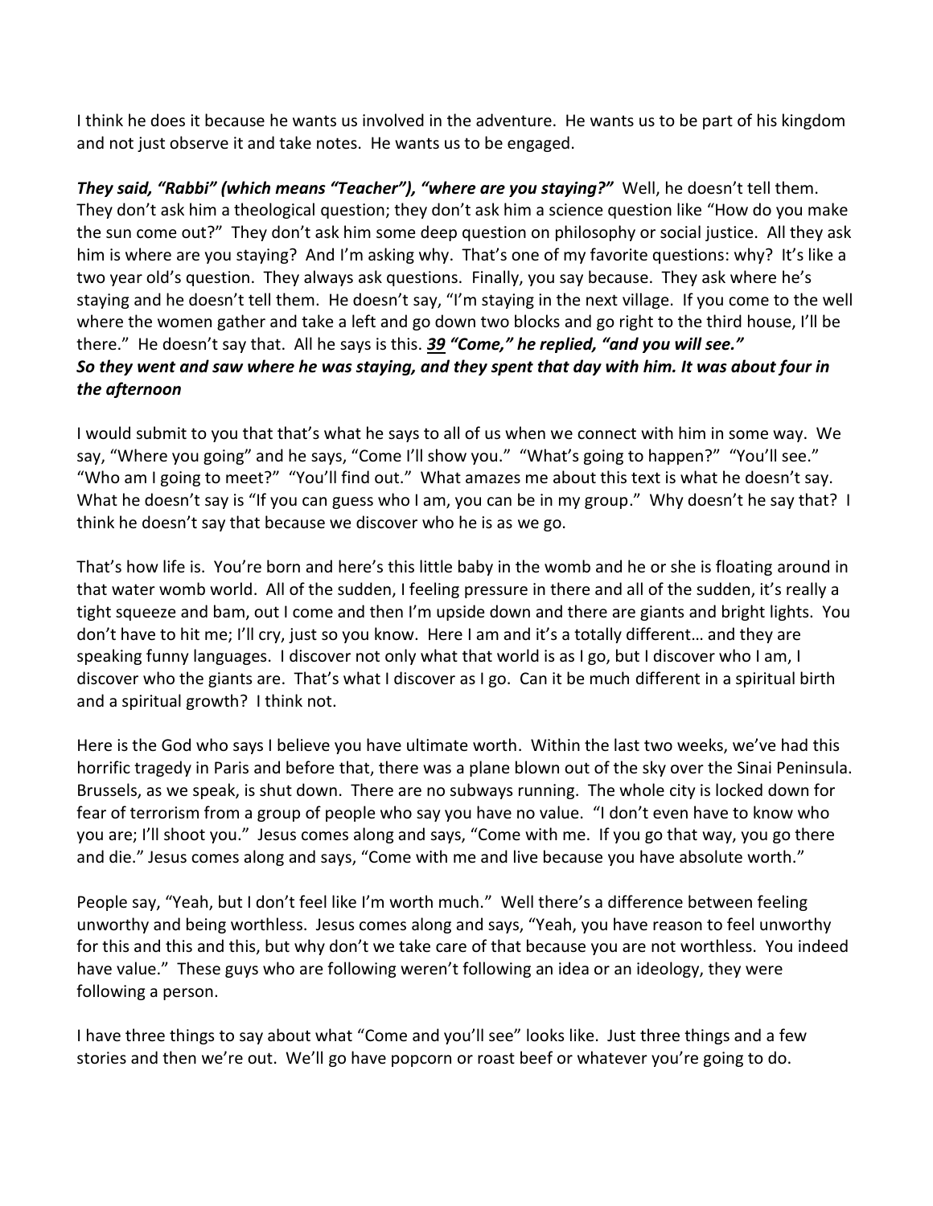I think he does it because he wants us involved in the adventure. He wants us to be part of his kingdom and not just observe it and take notes. He wants us to be engaged.

***They said, "Rabbi" (which means "Teacher"), "where are you staying?"*** Well, he doesn't tell them. They don't ask him a theological question; they don't ask him a science question like "How do you make the sun come out?" They don't ask him some deep question on philosophy or social justice. All they ask him is where are you staying? And I'm asking why. That's one of my favorite questions: why? It's like a two year old's question. They always ask questions. Finally, you say because. They ask where he's staying and he doesn't tell them. He doesn't say, "I'm staying in the next village. If you come to the well where the women gather and take a left and go down two blocks and go right to the third house, I'll be there." He doesn't say that. All he says is this. ***39 "Come," he replied, "and you will see."***
***So they went and saw where he was staying, and they spent that day with him. It was about four in the afternoon***

I would submit to you that that's what he says to all of us when we connect with him in some way. We say, "Where you going" and he says, "Come I'll show you." "What's going to happen?" "You'll see." "Who am I going to meet?" "You'll find out." What amazes me about this text is what he doesn't say. What he doesn't say is "If you can guess who I am, you can be in my group." Why doesn't he say that? I think he doesn't say that because we discover who he is as we go.

That's how life is. You're born and here's this little baby in the womb and he or she is floating around in that water womb world. All of the sudden, I feeling pressure in there and all of the sudden, it's really a tight squeeze and bam, out I come and then I'm upside down and there are giants and bright lights. You don't have to hit me; I'll cry, just so you know. Here I am and it's a totally different… and they are speaking funny languages. I discover not only what that world is as I go, but I discover who I am, I discover who the giants are. That's what I discover as I go. Can it be much different in a spiritual birth and a spiritual growth? I think not.

Here is the God who says I believe you have ultimate worth. Within the last two weeks, we've had this horrific tragedy in Paris and before that, there was a plane blown out of the sky over the Sinai Peninsula. Brussels, as we speak, is shut down. There are no subways running. The whole city is locked down for fear of terrorism from a group of people who say you have no value. "I don't even have to know who you are; I'll shoot you." Jesus comes along and says, "Come with me. If you go that way, you go there and die." Jesus comes along and says, "Come with me and live because you have absolute worth."

People say, "Yeah, but I don't feel like I'm worth much." Well there's a difference between feeling unworthy and being worthless. Jesus comes along and says, "Yeah, you have reason to feel unworthy for this and this and this, but why don't we take care of that because you are not worthless. You indeed have value." These guys who are following weren't following an idea or an ideology, they were following a person.

I have three things to say about what "Come and you'll see" looks like. Just three things and a few stories and then we're out. We'll go have popcorn or roast beef or whatever you're going to do.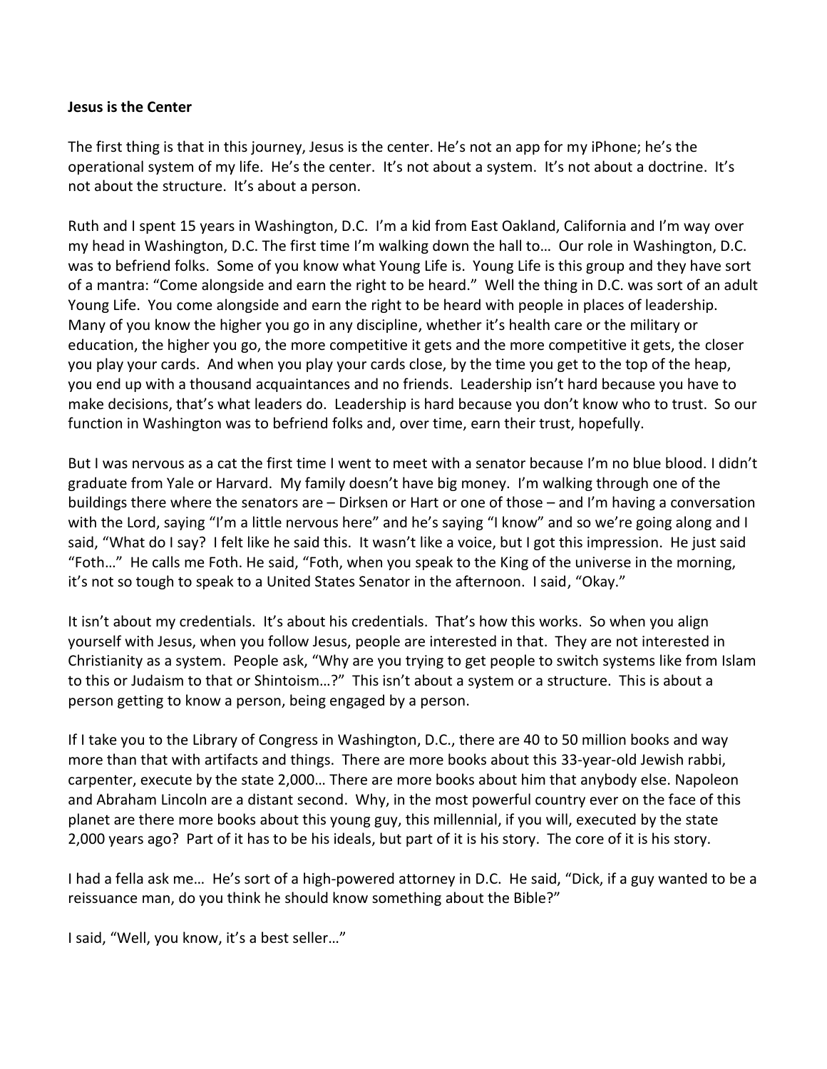**Jesus is the Center**

The first thing is that in this journey, Jesus is the center. He's not an app for my iPhone; he's the operational system of my life. He's the center. It's not about a system. It's not about a doctrine. It's not about the structure. It's about a person.

Ruth and I spent 15 years in Washington, D.C. I'm a kid from East Oakland, California and I'm way over my head in Washington, D.C. The first time I'm walking down the hall to… Our role in Washington, D.C. was to befriend folks. Some of you know what Young Life is. Young Life is this group and they have sort of a mantra: "Come alongside and earn the right to be heard." Well the thing in D.C. was sort of an adult Young Life. You come alongside and earn the right to be heard with people in places of leadership. Many of you know the higher you go in any discipline, whether it's health care or the military or education, the higher you go, the more competitive it gets and the more competitive it gets, the closer you play your cards. And when you play your cards close, by the time you get to the top of the heap, you end up with a thousand acquaintances and no friends. Leadership isn't hard because you have to make decisions, that's what leaders do. Leadership is hard because you don't know who to trust. So our function in Washington was to befriend folks and, over time, earn their trust, hopefully.

But I was nervous as a cat the first time I went to meet with a senator because I'm no blue blood. I didn't graduate from Yale or Harvard. My family doesn't have big money. I'm walking through one of the buildings there where the senators are – Dirksen or Hart or one of those – and I'm having a conversation with the Lord, saying "I'm a little nervous here" and he's saying "I know" and so we're going along and I said, "What do I say? I felt like he said this. It wasn't like a voice, but I got this impression. He just said "Foth…" He calls me Foth. He said, "Foth, when you speak to the King of the universe in the morning, it's not so tough to speak to a United States Senator in the afternoon. I said, "Okay."

It isn't about my credentials. It's about his credentials. That's how this works. So when you align yourself with Jesus, when you follow Jesus, people are interested in that. They are not interested in Christianity as a system. People ask, "Why are you trying to get people to switch systems like from Islam to this or Judaism to that or Shintoism…?" This isn't about a system or a structure. This is about a person getting to know a person, being engaged by a person.

If I take you to the Library of Congress in Washington, D.C., there are 40 to 50 million books and way more than that with artifacts and things. There are more books about this 33-year-old Jewish rabbi, carpenter, execute by the state 2,000… There are more books about him that anybody else. Napoleon and Abraham Lincoln are a distant second. Why, in the most powerful country ever on the face of this planet are there more books about this young guy, this millennial, if you will, executed by the state 2,000 years ago? Part of it has to be his ideals, but part of it is his story. The core of it is his story.

I had a fella ask me… He's sort of a high-powered attorney in D.C. He said, "Dick, if a guy wanted to be a reissuance man, do you think he should know something about the Bible?"

I said, "Well, you know, it's a best seller…"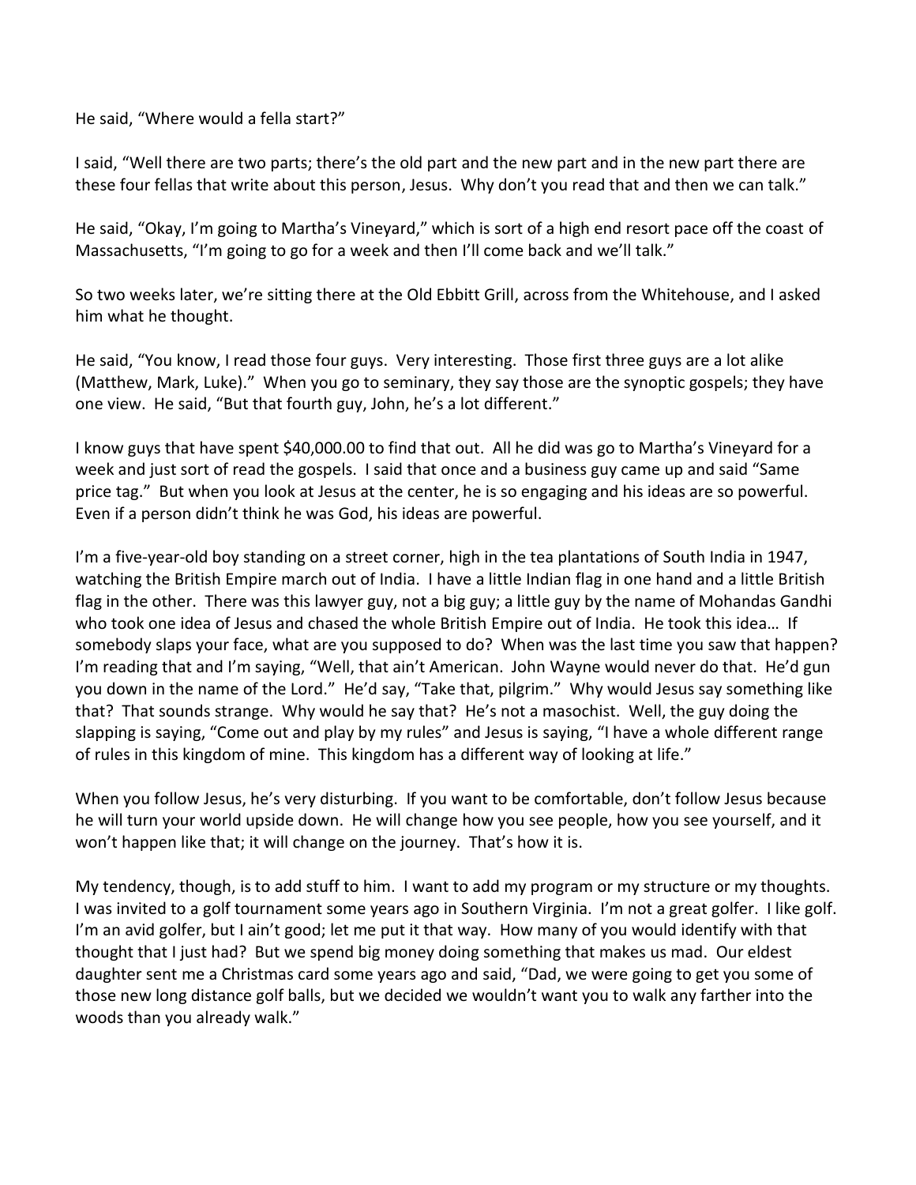He said, "Where would a fella start?"

I said, "Well there are two parts; there's the old part and the new part and in the new part there are these four fellas that write about this person, Jesus. Why don't you read that and then we can talk."

He said, "Okay, I'm going to Martha's Vineyard," which is sort of a high end resort pace off the coast of Massachusetts, "I'm going to go for a week and then I'll come back and we'll talk."

So two weeks later, we're sitting there at the Old Ebbitt Grill, across from the Whitehouse, and I asked him what he thought.

He said, "You know, I read those four guys. Very interesting. Those first three guys are a lot alike (Matthew, Mark, Luke)." When you go to seminary, they say those are the synoptic gospels; they have one view. He said, "But that fourth guy, John, he's a lot different."

I know guys that have spent $40,000.00 to find that out. All he did was go to Martha's Vineyard for a week and just sort of read the gospels. I said that once and a business guy came up and said "Same price tag." But when you look at Jesus at the center, he is so engaging and his ideas are so powerful. Even if a person didn't think he was God, his ideas are powerful.

I'm a five-year-old boy standing on a street corner, high in the tea plantations of South India in 1947, watching the British Empire march out of India. I have a little Indian flag in one hand and a little British flag in the other. There was this lawyer guy, not a big guy; a little guy by the name of Mohandas Gandhi who took one idea of Jesus and chased the whole British Empire out of India. He took this idea… If somebody slaps your face, what are you supposed to do? When was the last time you saw that happen? I'm reading that and I'm saying, "Well, that ain't American. John Wayne would never do that. He'd gun you down in the name of the Lord." He'd say, "Take that, pilgrim." Why would Jesus say something like that? That sounds strange. Why would he say that? He's not a masochist. Well, the guy doing the slapping is saying, "Come out and play by my rules" and Jesus is saying, "I have a whole different range of rules in this kingdom of mine. This kingdom has a different way of looking at life."

When you follow Jesus, he's very disturbing. If you want to be comfortable, don't follow Jesus because he will turn your world upside down. He will change how you see people, how you see yourself, and it won't happen like that; it will change on the journey. That's how it is.

My tendency, though, is to add stuff to him. I want to add my program or my structure or my thoughts. I was invited to a golf tournament some years ago in Southern Virginia. I'm not a great golfer. I like golf. I'm an avid golfer, but I ain't good; let me put it that way. How many of you would identify with that thought that I just had? But we spend big money doing something that makes us mad. Our eldest daughter sent me a Christmas card some years ago and said, "Dad, we were going to get you some of those new long distance golf balls, but we decided we wouldn't want you to walk any farther into the woods than you already walk."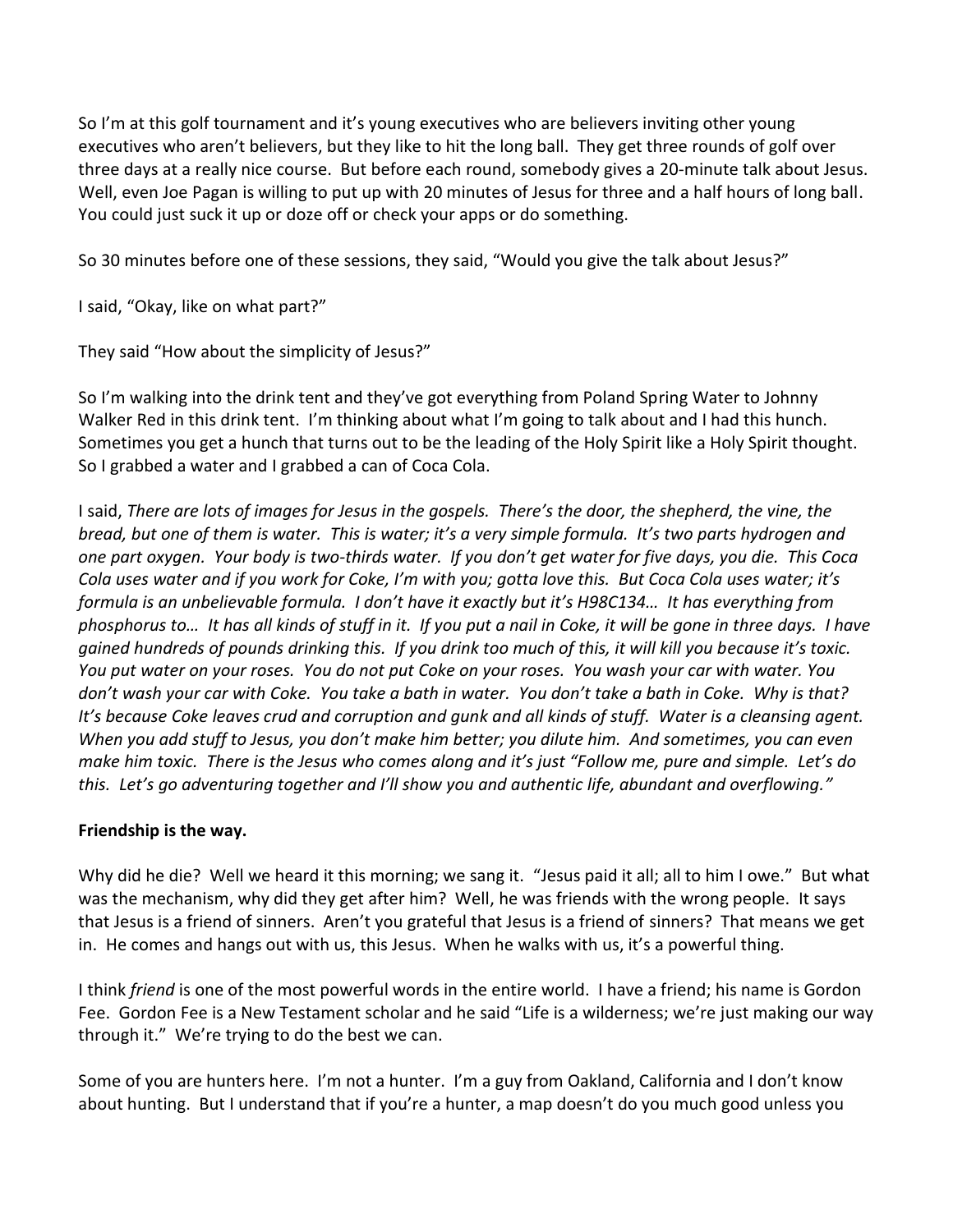So I'm at this golf tournament and it's young executives who are believers inviting other young executives who aren't believers, but they like to hit the long ball. They get three rounds of golf over three days at a really nice course. But before each round, somebody gives a 20-minute talk about Jesus. Well, even Joe Pagan is willing to put up with 20 minutes of Jesus for three and a half hours of long ball. You could just suck it up or doze off or check your apps or do something.

So 30 minutes before one of these sessions, they said, "Would you give the talk about Jesus?"

I said, "Okay, like on what part?"

They said "How about the simplicity of Jesus?"

So I'm walking into the drink tent and they've got everything from Poland Spring Water to Johnny Walker Red in this drink tent. I'm thinking about what I'm going to talk about and I had this hunch. Sometimes you get a hunch that turns out to be the leading of the Holy Spirit like a Holy Spirit thought. So I grabbed a water and I grabbed a can of Coca Cola.

I said, *There are lots of images for Jesus in the gospels. There's the door, the shepherd, the vine, the bread, but one of them is water. This is water; it's a very simple formula. It's two parts hydrogen and one part oxygen. Your body is two-thirds water. If you don't get water for five days, you die. This Coca Cola uses water and if you work for Coke, I'm with you; gotta love this. But Coca Cola uses water; it's formula is an unbelievable formula. I don't have it exactly but it's H98C134… It has everything from phosphorus to… It has all kinds of stuff in it. If you put a nail in Coke, it will be gone in three days. I have gained hundreds of pounds drinking this. If you drink too much of this, it will kill you because it's toxic. You put water on your roses. You do not put Coke on your roses. You wash your car with water. You don't wash your car with Coke. You take a bath in water. You don't take a bath in Coke. Why is that? It's because Coke leaves crud and corruption and gunk and all kinds of stuff. Water is a cleansing agent. When you add stuff to Jesus, you don't make him better; you dilute him. And sometimes, you can even make him toxic. There is the Jesus who comes along and it's just "Follow me, pure and simple. Let's do this. Let's go adventuring together and I'll show you and authentic life, abundant and overflowing."*

**Friendship is the way.**

Why did he die? Well we heard it this morning; we sang it. "Jesus paid it all; all to him I owe." But what was the mechanism, why did they get after him? Well, he was friends with the wrong people. It says that Jesus is a friend of sinners. Aren't you grateful that Jesus is a friend of sinners? That means we get in. He comes and hangs out with us, this Jesus. When he walks with us, it's a powerful thing.

I think *friend* is one of the most powerful words in the entire world. I have a friend; his name is Gordon Fee. Gordon Fee is a New Testament scholar and he said "Life is a wilderness; we're just making our way through it." We're trying to do the best we can.

Some of you are hunters here. I'm not a hunter. I'm a guy from Oakland, California and I don't know about hunting. But I understand that if you're a hunter, a map doesn't do you much good unless you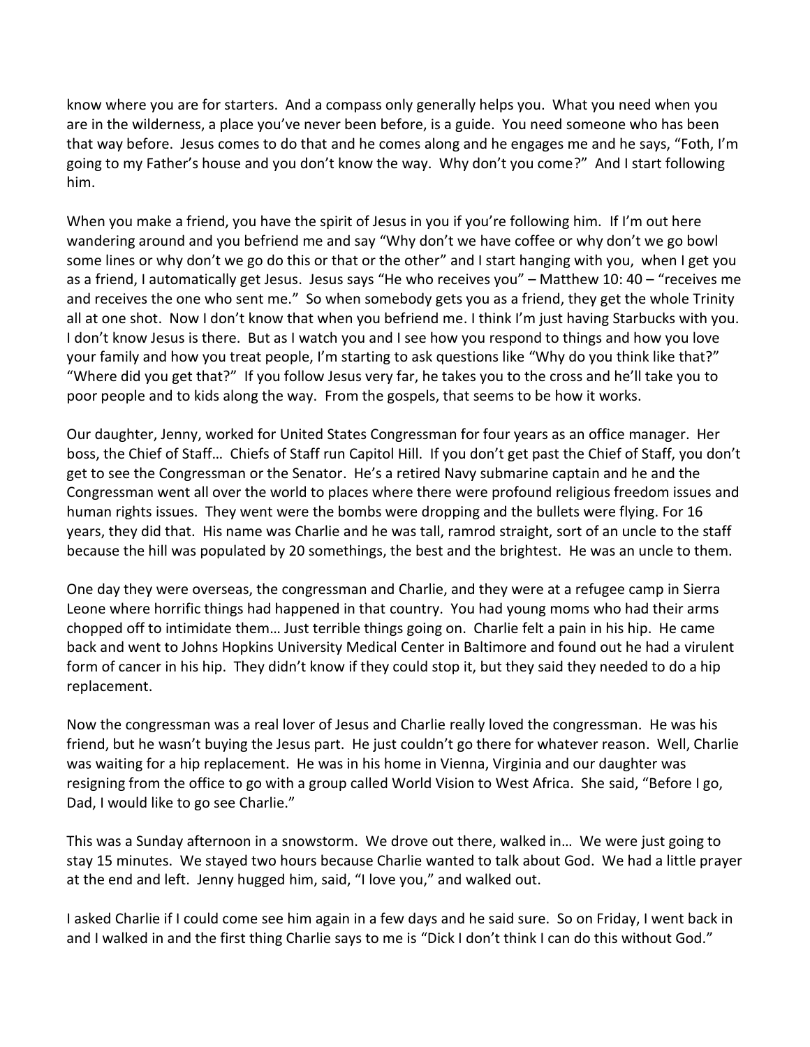know where you are for starters. And a compass only generally helps you. What you need when you are in the wilderness, a place you've never been before, is a guide. You need someone who has been that way before. Jesus comes to do that and he comes along and he engages me and he says, "Foth, I'm going to my Father's house and you don't know the way. Why don't you come?" And I start following him.

When you make a friend, you have the spirit of Jesus in you if you're following him. If I'm out here wandering around and you befriend me and say "Why don't we have coffee or why don't we go bowl some lines or why don't we go do this or that or the other" and I start hanging with you, when I get you as a friend, I automatically get Jesus. Jesus says "He who receives you" – Matthew 10: 40 – "receives me and receives the one who sent me." So when somebody gets you as a friend, they get the whole Trinity all at one shot. Now I don't know that when you befriend me. I think I'm just having Starbucks with you. I don't know Jesus is there. But as I watch you and I see how you respond to things and how you love your family and how you treat people, I'm starting to ask questions like "Why do you think like that?" "Where did you get that?" If you follow Jesus very far, he takes you to the cross and he'll take you to poor people and to kids along the way. From the gospels, that seems to be how it works.

Our daughter, Jenny, worked for United States Congressman for four years as an office manager. Her boss, the Chief of Staff… Chiefs of Staff run Capitol Hill. If you don't get past the Chief of Staff, you don't get to see the Congressman or the Senator. He's a retired Navy submarine captain and he and the Congressman went all over the world to places where there were profound religious freedom issues and human rights issues. They went were the bombs were dropping and the bullets were flying. For 16 years, they did that. His name was Charlie and he was tall, ramrod straight, sort of an uncle to the staff because the hill was populated by 20 somethings, the best and the brightest. He was an uncle to them.

One day they were overseas, the congressman and Charlie, and they were at a refugee camp in Sierra Leone where horrific things had happened in that country. You had young moms who had their arms chopped off to intimidate them… Just terrible things going on. Charlie felt a pain in his hip. He came back and went to Johns Hopkins University Medical Center in Baltimore and found out he had a virulent form of cancer in his hip. They didn't know if they could stop it, but they said they needed to do a hip replacement.

Now the congressman was a real lover of Jesus and Charlie really loved the congressman. He was his friend, but he wasn't buying the Jesus part. He just couldn't go there for whatever reason. Well, Charlie was waiting for a hip replacement. He was in his home in Vienna, Virginia and our daughter was resigning from the office to go with a group called World Vision to West Africa. She said, "Before I go, Dad, I would like to go see Charlie."

This was a Sunday afternoon in a snowstorm. We drove out there, walked in… We were just going to stay 15 minutes. We stayed two hours because Charlie wanted to talk about God. We had a little prayer at the end and left. Jenny hugged him, said, "I love you," and walked out.

I asked Charlie if I could come see him again in a few days and he said sure. So on Friday, I went back in and I walked in and the first thing Charlie says to me is "Dick I don't think I can do this without God."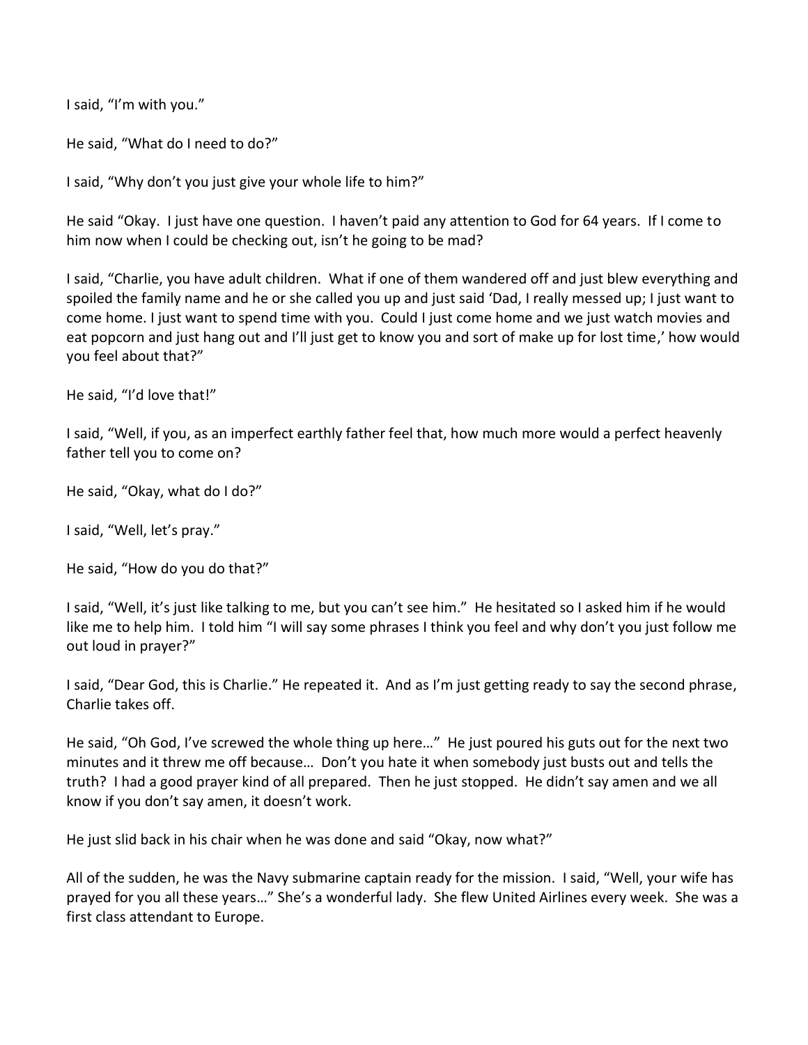I said, "I'm with you."

He said, "What do I need to do?"

I said, "Why don't you just give your whole life to him?"

He said "Okay. I just have one question. I haven't paid any attention to God for 64 years. If I come to him now when I could be checking out, isn't he going to be mad?

I said, "Charlie, you have adult children. What if one of them wandered off and just blew everything and spoiled the family name and he or she called you up and just said 'Dad, I really messed up; I just want to come home. I just want to spend time with you. Could I just come home and we just watch movies and eat popcorn and just hang out and I'll just get to know you and sort of make up for lost time,' how would you feel about that?"

He said, "I'd love that!"

I said, "Well, if you, as an imperfect earthly father feel that, how much more would a perfect heavenly father tell you to come on?

He said, "Okay, what do I do?"

I said, "Well, let's pray."

He said, "How do you do that?"

I said, "Well, it's just like talking to me, but you can't see him." He hesitated so I asked him if he would like me to help him. I told him "I will say some phrases I think you feel and why don't you just follow me out loud in prayer?"

I said, "Dear God, this is Charlie." He repeated it. And as I'm just getting ready to say the second phrase, Charlie takes off.

He said, "Oh God, I've screwed the whole thing up here…" He just poured his guts out for the next two minutes and it threw me off because… Don't you hate it when somebody just busts out and tells the truth? I had a good prayer kind of all prepared. Then he just stopped. He didn't say amen and we all know if you don't say amen, it doesn't work.

He just slid back in his chair when he was done and said "Okay, now what?"

All of the sudden, he was the Navy submarine captain ready for the mission. I said, "Well, your wife has prayed for you all these years…" She's a wonderful lady. She flew United Airlines every week. She was a first class attendant to Europe.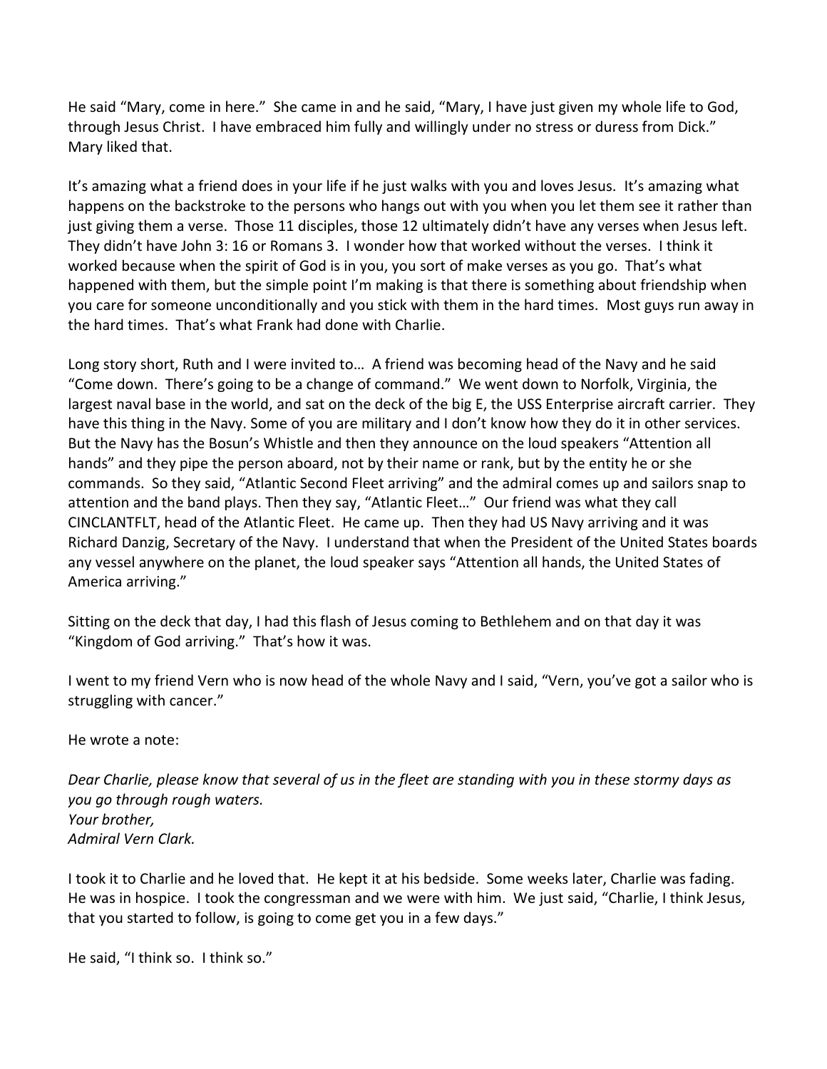He said "Mary, come in here." She came in and he said, "Mary, I have just given my whole life to God, through Jesus Christ. I have embraced him fully and willingly under no stress or duress from Dick." Mary liked that.

It's amazing what a friend does in your life if he just walks with you and loves Jesus. It's amazing what happens on the backstroke to the persons who hangs out with you when you let them see it rather than just giving them a verse. Those 11 disciples, those 12 ultimately didn't have any verses when Jesus left. They didn't have John 3: 16 or Romans 3. I wonder how that worked without the verses. I think it worked because when the spirit of God is in you, you sort of make verses as you go. That's what happened with them, but the simple point I'm making is that there is something about friendship when you care for someone unconditionally and you stick with them in the hard times. Most guys run away in the hard times. That's what Frank had done with Charlie.

Long story short, Ruth and I were invited to… A friend was becoming head of the Navy and he said "Come down. There's going to be a change of command." We went down to Norfolk, Virginia, the largest naval base in the world, and sat on the deck of the big E, the USS Enterprise aircraft carrier. They have this thing in the Navy. Some of you are military and I don't know how they do it in other services. But the Navy has the Bosun's Whistle and then they announce on the loud speakers "Attention all hands" and they pipe the person aboard, not by their name or rank, but by the entity he or she commands. So they said, "Atlantic Second Fleet arriving" and the admiral comes up and sailors snap to attention and the band plays. Then they say, "Atlantic Fleet…" Our friend was what they call CINCLANTFLT, head of the Atlantic Fleet. He came up. Then they had US Navy arriving and it was Richard Danzig, Secretary of the Navy. I understand that when the President of the United States boards any vessel anywhere on the planet, the loud speaker says "Attention all hands, the United States of America arriving."

Sitting on the deck that day, I had this flash of Jesus coming to Bethlehem and on that day it was "Kingdom of God arriving." That's how it was.

I went to my friend Vern who is now head of the whole Navy and I said, "Vern, you've got a sailor who is struggling with cancer."

He wrote a note:

*Dear Charlie, please know that several of us in the fleet are standing with you in these stormy days as you go through rough waters.*
*Your brother,*
*Admiral Vern Clark.*

I took it to Charlie and he loved that. He kept it at his bedside. Some weeks later, Charlie was fading. He was in hospice. I took the congressman and we were with him. We just said, "Charlie, I think Jesus, that you started to follow, is going to come get you in a few days."

He said, "I think so. I think so."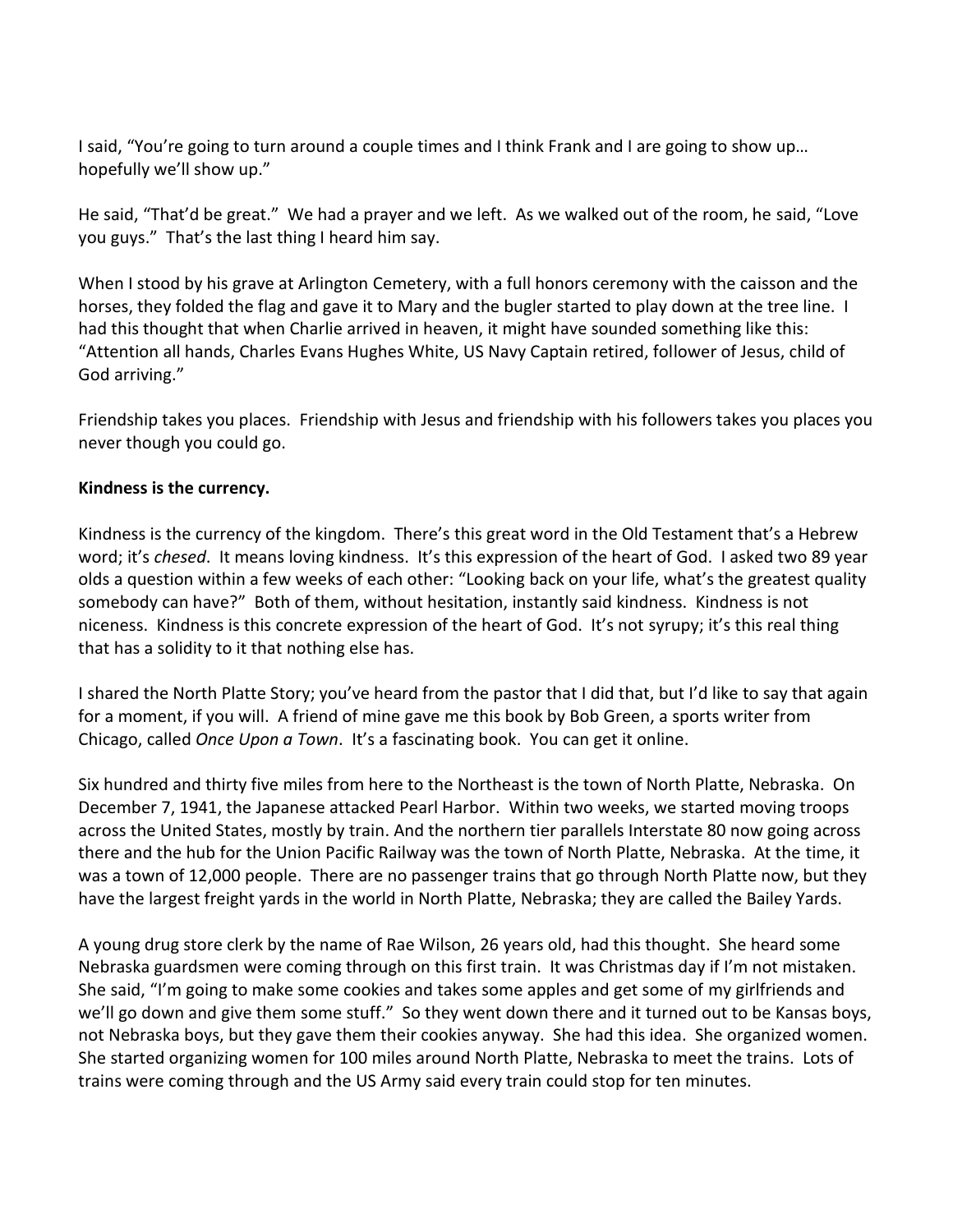I said, "You're going to turn around a couple times and I think Frank and I are going to show up… hopefully we'll show up."

He said, "That'd be great." We had a prayer and we left. As we walked out of the room, he said, "Love you guys." That's the last thing I heard him say.

When I stood by his grave at Arlington Cemetery, with a full honors ceremony with the caisson and the horses, they folded the flag and gave it to Mary and the bugler started to play down at the tree line. I had this thought that when Charlie arrived in heaven, it might have sounded something like this: "Attention all hands, Charles Evans Hughes White, US Navy Captain retired, follower of Jesus, child of God arriving."

Friendship takes you places. Friendship with Jesus and friendship with his followers takes you places you never though you could go.

**Kindness is the currency.**

Kindness is the currency of the kingdom. There's this great word in the Old Testament that's a Hebrew word; it's *chesed*. It means loving kindness. It's this expression of the heart of God. I asked two 89 year olds a question within a few weeks of each other: "Looking back on your life, what's the greatest quality somebody can have?" Both of them, without hesitation, instantly said kindness. Kindness is not niceness. Kindness is this concrete expression of the heart of God. It's not syrupy; it's this real thing that has a solidity to it that nothing else has.

I shared the North Platte Story; you've heard from the pastor that I did that, but I'd like to say that again for a moment, if you will. A friend of mine gave me this book by Bob Green, a sports writer from Chicago, called *Once Upon a Town*. It's a fascinating book. You can get it online.

Six hundred and thirty five miles from here to the Northeast is the town of North Platte, Nebraska. On December 7, 1941, the Japanese attacked Pearl Harbor. Within two weeks, we started moving troops across the United States, mostly by train. And the northern tier parallels Interstate 80 now going across there and the hub for the Union Pacific Railway was the town of North Platte, Nebraska. At the time, it was a town of 12,000 people. There are no passenger trains that go through North Platte now, but they have the largest freight yards in the world in North Platte, Nebraska; they are called the Bailey Yards.

A young drug store clerk by the name of Rae Wilson, 26 years old, had this thought. She heard some Nebraska guardsmen were coming through on this first train. It was Christmas day if I'm not mistaken. She said, "I'm going to make some cookies and takes some apples and get some of my girlfriends and we'll go down and give them some stuff." So they went down there and it turned out to be Kansas boys, not Nebraska boys, but they gave them their cookies anyway. She had this idea. She organized women. She started organizing women for 100 miles around North Platte, Nebraska to meet the trains. Lots of trains were coming through and the US Army said every train could stop for ten minutes.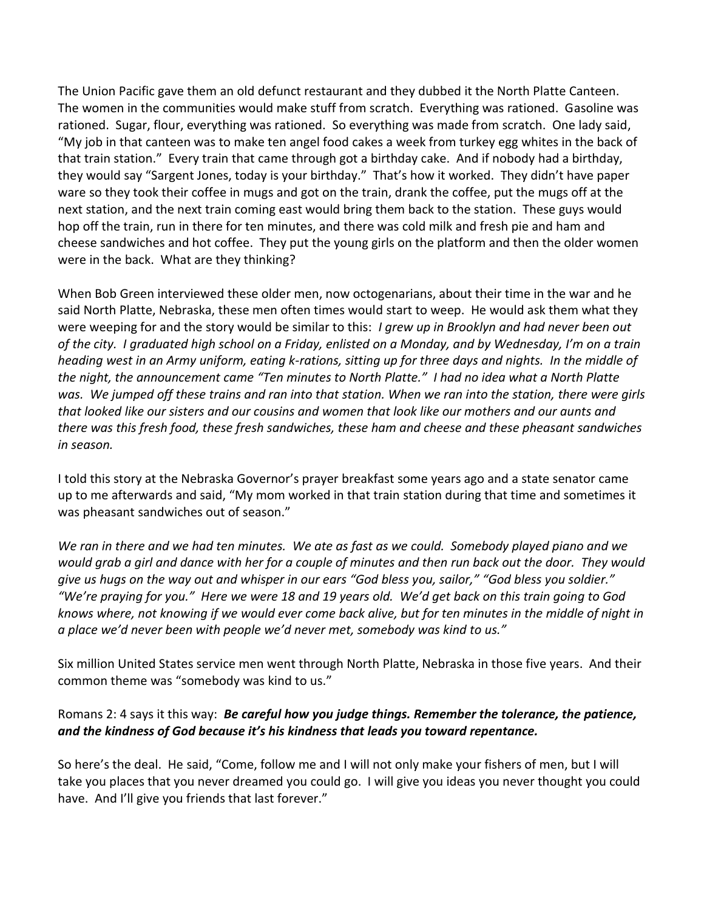The Union Pacific gave them an old defunct restaurant and they dubbed it the North Platte Canteen. The women in the communities would make stuff from scratch. Everything was rationed. Gasoline was rationed. Sugar, flour, everything was rationed. So everything was made from scratch. One lady said, "My job in that canteen was to make ten angel food cakes a week from turkey egg whites in the back of that train station." Every train that came through got a birthday cake. And if nobody had a birthday, they would say "Sargent Jones, today is your birthday." That's how it worked. They didn't have paper ware so they took their coffee in mugs and got on the train, drank the coffee, put the mugs off at the next station, and the next train coming east would bring them back to the station. These guys would hop off the train, run in there for ten minutes, and there was cold milk and fresh pie and ham and cheese sandwiches and hot coffee. They put the young girls on the platform and then the older women were in the back. What are they thinking?

When Bob Green interviewed these older men, now octogenarians, about their time in the war and he said North Platte, Nebraska, these men often times would start to weep. He would ask them what they were weeping for and the story would be similar to this: *I grew up in Brooklyn and had never been out of the city. I graduated high school on a Friday, enlisted on a Monday, and by Wednesday, I'm on a train heading west in an Army uniform, eating k-rations, sitting up for three days and nights. In the middle of the night, the announcement came "Ten minutes to North Platte." I had no idea what a North Platte was. We jumped off these trains and ran into that station. When we ran into the station, there were girls that looked like our sisters and our cousins and women that look like our mothers and our aunts and there was this fresh food, these fresh sandwiches, these ham and cheese and these pheasant sandwiches in season.*

I told this story at the Nebraska Governor's prayer breakfast some years ago and a state senator came up to me afterwards and said, "My mom worked in that train station during that time and sometimes it was pheasant sandwiches out of season."

*We ran in there and we had ten minutes. We ate as fast as we could. Somebody played piano and we would grab a girl and dance with her for a couple of minutes and then run back out the door. They would give us hugs on the way out and whisper in our ears "God bless you, sailor," "God bless you soldier." "We're praying for you." Here we were 18 and 19 years old. We'd get back on this train going to God knows where, not knowing if we would ever come back alive, but for ten minutes in the middle of night in a place we'd never been with people we'd never met, somebody was kind to us."*

Six million United States service men went through North Platte, Nebraska in those five years. And their common theme was "somebody was kind to us."

Romans 2: 4 says it this way: ***Be careful how you judge things. Remember the tolerance, the patience, and the kindness of God because it's his kindness that leads you toward repentance.***

So here's the deal. He said, "Come, follow me and I will not only make your fishers of men, but I will take you places that you never dreamed you could go. I will give you ideas you never thought you could have. And I'll give you friends that last forever."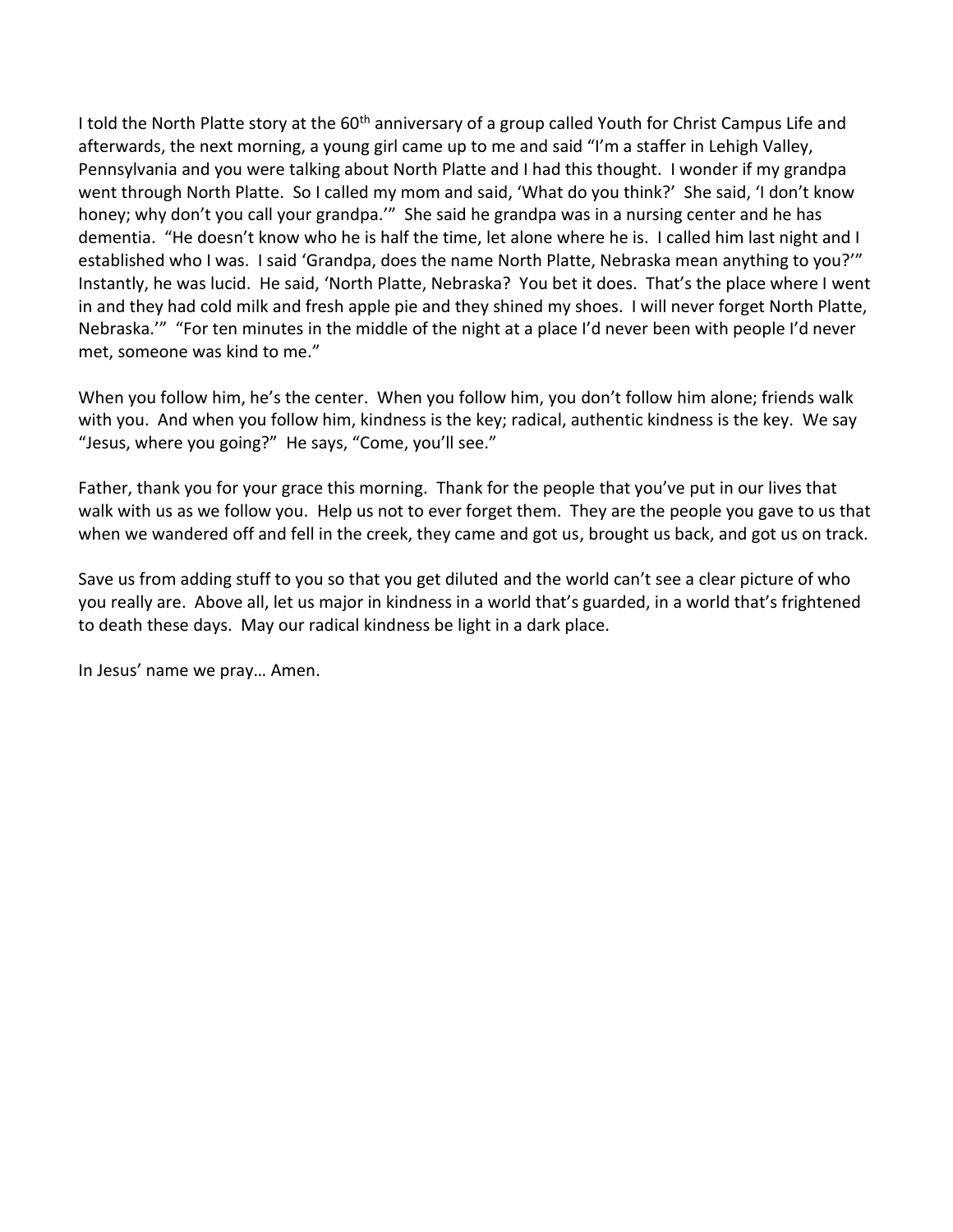I told the North Platte story at the 60th anniversary of a group called Youth for Christ Campus Life and afterwards, the next morning, a young girl came up to me and said "I'm a staffer in Lehigh Valley, Pennsylvania and you were talking about North Platte and I had this thought. I wonder if my grandpa went through North Platte. So I called my mom and said, 'What do you think?' She said, 'I don't know honey; why don't you call your grandpa.'" She said he grandpa was in a nursing center and he has dementia. "He doesn't know who he is half the time, let alone where he is. I called him last night and I established who I was. I said 'Grandpa, does the name North Platte, Nebraska mean anything to you?'" Instantly, he was lucid. He said, 'North Platte, Nebraska? You bet it does. That's the place where I went in and they had cold milk and fresh apple pie and they shined my shoes. I will never forget North Platte, Nebraska.'" "For ten minutes in the middle of the night at a place I'd never been with people I'd never met, someone was kind to me."

When you follow him, he's the center. When you follow him, you don't follow him alone; friends walk with you. And when you follow him, kindness is the key; radical, authentic kindness is the key. We say "Jesus, where you going?" He says, "Come, you'll see."

Father, thank you for your grace this morning. Thank for the people that you've put in our lives that walk with us as we follow you. Help us not to ever forget them. They are the people you gave to us that when we wandered off and fell in the creek, they came and got us, brought us back, and got us on track.

Save us from adding stuff to you so that you get diluted and the world can't see a clear picture of who you really are. Above all, let us major in kindness in a world that's guarded, in a world that's frightened to death these days. May our radical kindness be light in a dark place.

In Jesus' name we pray… Amen.